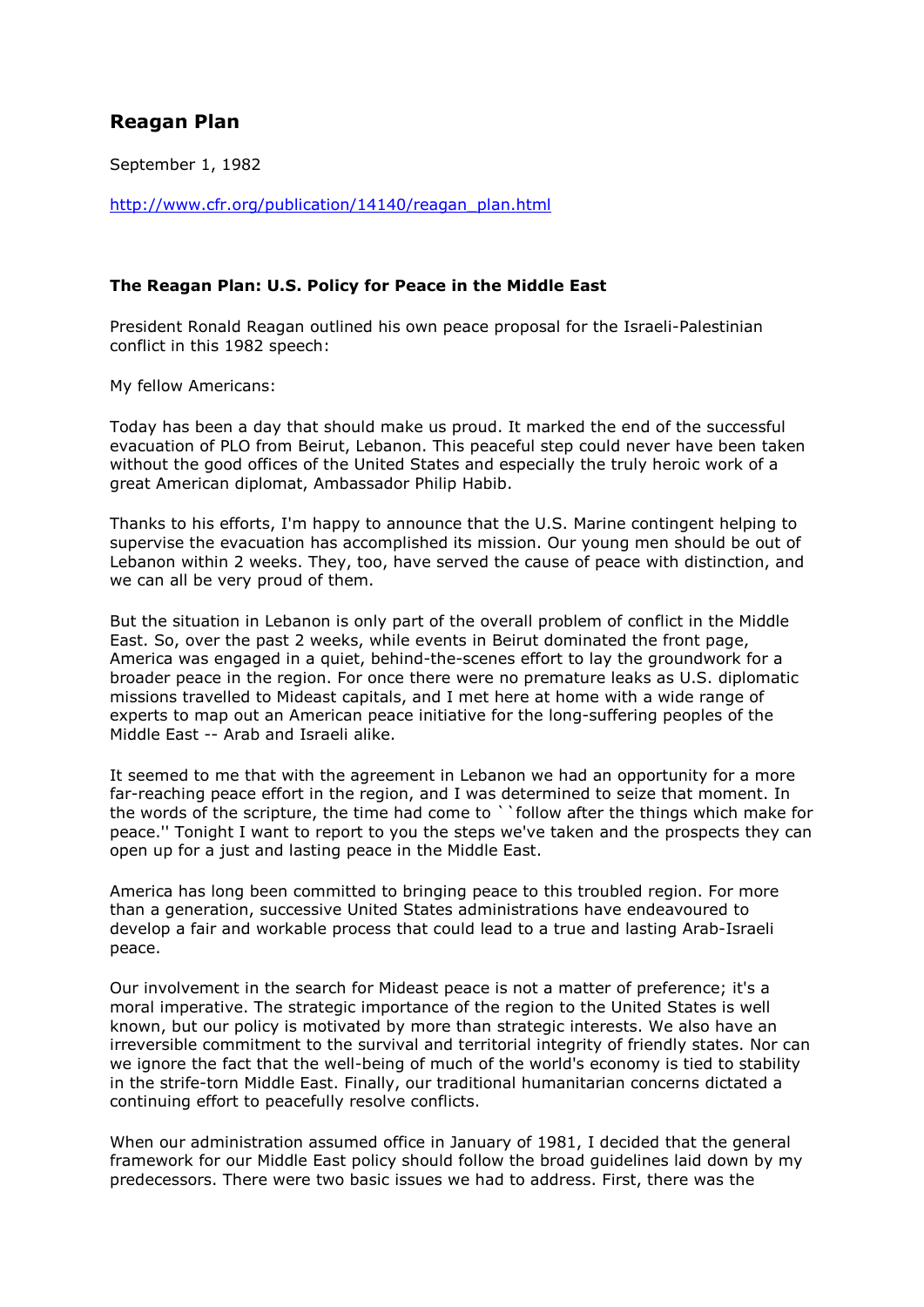## Reagan Plan

September 1, 1982

http://www.cfr.org/publication/14140/reagan_plan.html

**The Reagan Plan: U.S. Policy for Peace in the Middle East**

President Ronald Reagan outlined his own peace proposal for the Israeli-Palestinian conflict in this 1982 speech:

My fellow Americans:

Today has been a day that should make us proud. It marked the end of the successful evacuation of PLO from Beirut, Lebanon. This peaceful step could never have been taken without the good offices of the United States and especially the truly heroic work of a great American diplomat, Ambassador Philip Habib.

Thanks to his efforts, I'm happy to announce that the U.S. Marine contingent helping to supervise the evacuation has accomplished its mission. Our young men should be out of Lebanon within 2 weeks. They, too, have served the cause of peace with distinction, and we can all be very proud of them.

But the situation in Lebanon is only part of the overall problem of conflict in the Middle East. So, over the past 2 weeks, while events in Beirut dominated the front page, America was engaged in a quiet, behind-the-scenes effort to lay the groundwork for a broader peace in the region. For once there were no premature leaks as U.S. diplomatic missions travelled to Mideast capitals, and I met here at home with a wide range of experts to map out an American peace initiative for the long-suffering peoples of the Middle East -- Arab and Israeli alike.

It seemed to me that with the agreement in Lebanon we had an opportunity for a more far-reaching peace effort in the region, and I was determined to seize that moment. In the words of the scripture, the time had come to ``follow after the things which make for peace.'' Tonight I want to report to you the steps we've taken and the prospects they can open up for a just and lasting peace in the Middle East.

America has long been committed to bringing peace to this troubled region. For more than a generation, successive United States administrations have endeavoured to develop a fair and workable process that could lead to a true and lasting Arab-Israeli peace.

Our involvement in the search for Mideast peace is not a matter of preference; it's a moral imperative. The strategic importance of the region to the United States is well known, but our policy is motivated by more than strategic interests. We also have an irreversible commitment to the survival and territorial integrity of friendly states. Nor can we ignore the fact that the well-being of much of the world's economy is tied to stability in the strife-torn Middle East. Finally, our traditional humanitarian concerns dictated a continuing effort to peacefully resolve conflicts.

When our administration assumed office in January of 1981, I decided that the general framework for our Middle East policy should follow the broad guidelines laid down by my predecessors. There were two basic issues we had to address. First, there was the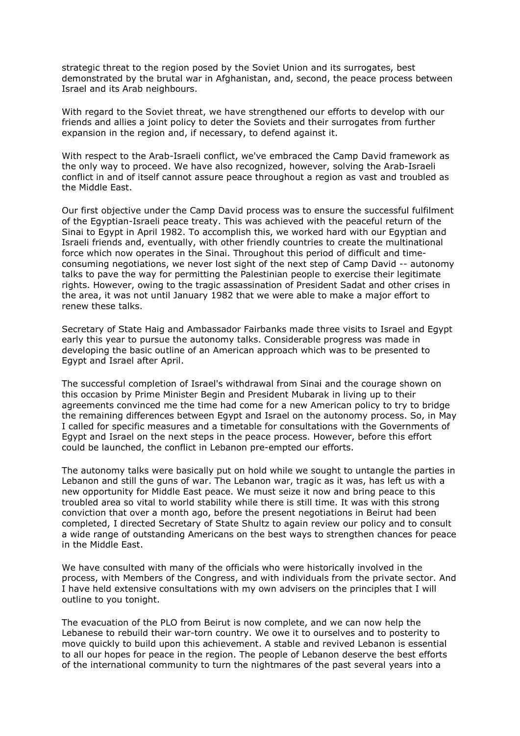strategic threat to the region posed by the Soviet Union and its surrogates, best demonstrated by the brutal war in Afghanistan, and, second, the peace process between Israel and its Arab neighbours.

With regard to the Soviet threat, we have strengthened our efforts to develop with our friends and allies a joint policy to deter the Soviets and their surrogates from further expansion in the region and, if necessary, to defend against it.

With respect to the Arab-Israeli conflict, we've embraced the Camp David framework as the only way to proceed. We have also recognized, however, solving the Arab-Israeli conflict in and of itself cannot assure peace throughout a region as vast and troubled as the Middle East.

Our first objective under the Camp David process was to ensure the successful fulfilment of the Egyptian-Israeli peace treaty. This was achieved with the peaceful return of the Sinai to Egypt in April 1982. To accomplish this, we worked hard with our Egyptian and Israeli friends and, eventually, with other friendly countries to create the multinational force which now operates in the Sinai. Throughout this period of difficult and time-consuming negotiations, we never lost sight of the next step of Camp David -- autonomy talks to pave the way for permitting the Palestinian people to exercise their legitimate rights. However, owing to the tragic assassination of President Sadat and other crises in the area, it was not until January 1982 that we were able to make a major effort to renew these talks.

Secretary of State Haig and Ambassador Fairbanks made three visits to Israel and Egypt early this year to pursue the autonomy talks. Considerable progress was made in developing the basic outline of an American approach which was to be presented to Egypt and Israel after April.

The successful completion of Israel's withdrawal from Sinai and the courage shown on this occasion by Prime Minister Begin and President Mubarak in living up to their agreements convinced me the time had come for a new American policy to try to bridge the remaining differences between Egypt and Israel on the autonomy process. So, in May I called for specific measures and a timetable for consultations with the Governments of Egypt and Israel on the next steps in the peace process. However, before this effort could be launched, the conflict in Lebanon pre-empted our efforts.

The autonomy talks were basically put on hold while we sought to untangle the parties in Lebanon and still the guns of war. The Lebanon war, tragic as it was, has left us with a new opportunity for Middle East peace. We must seize it now and bring peace to this troubled area so vital to world stability while there is still time. It was with this strong conviction that over a month ago, before the present negotiations in Beirut had been completed, I directed Secretary of State Shultz to again review our policy and to consult a wide range of outstanding Americans on the best ways to strengthen chances for peace in the Middle East.

We have consulted with many of the officials who were historically involved in the process, with Members of the Congress, and with individuals from the private sector. And I have held extensive consultations with my own advisers on the principles that I will outline to you tonight.

The evacuation of the PLO from Beirut is now complete, and we can now help the Lebanese to rebuild their war-torn country. We owe it to ourselves and to posterity to move quickly to build upon this achievement. A stable and revived Lebanon is essential to all our hopes for peace in the region. The people of Lebanon deserve the best efforts of the international community to turn the nightmares of the past several years into a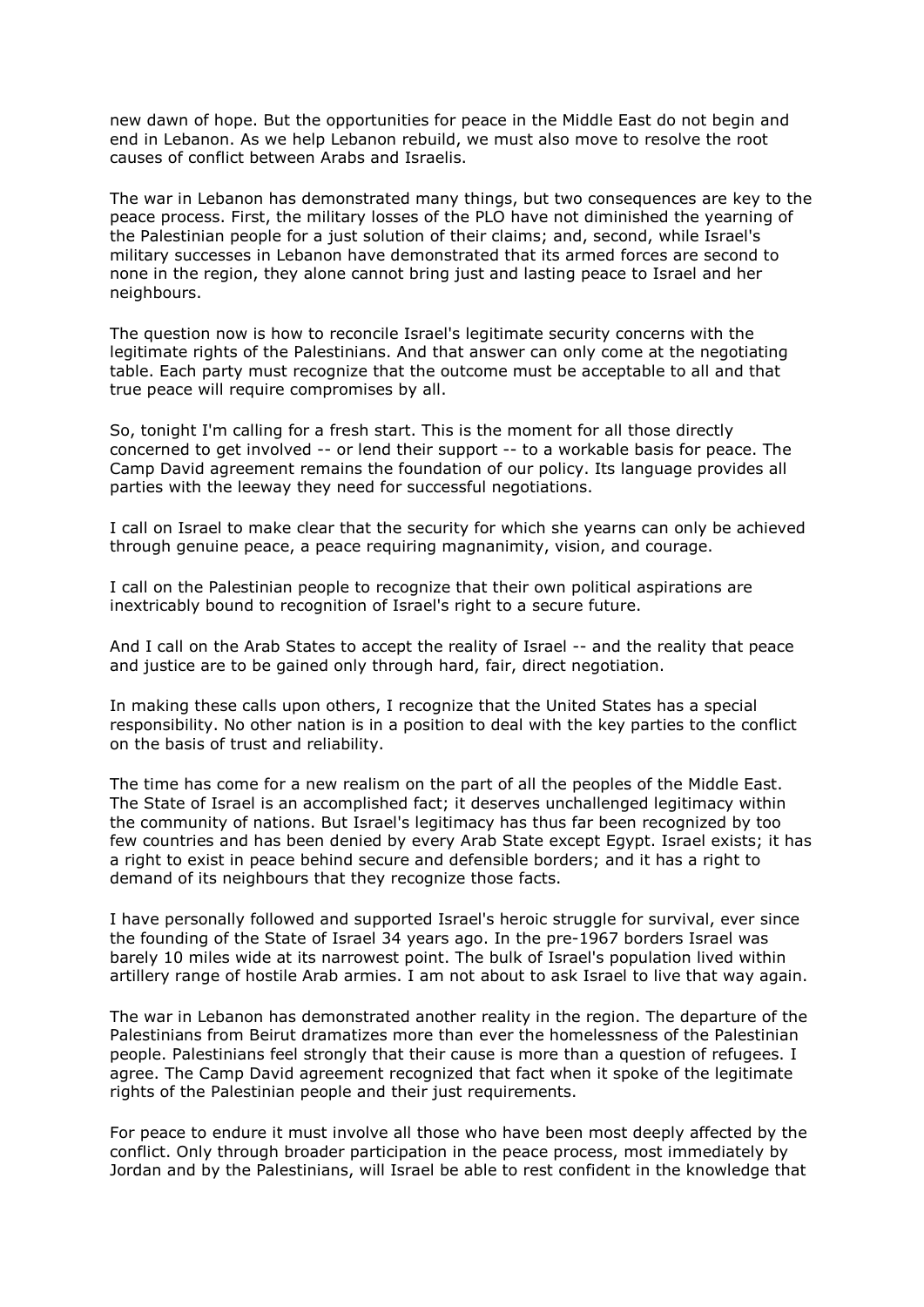new dawn of hope. But the opportunities for peace in the Middle East do not begin and end in Lebanon. As we help Lebanon rebuild, we must also move to resolve the root causes of conflict between Arabs and Israelis.

The war in Lebanon has demonstrated many things, but two consequences are key to the peace process. First, the military losses of the PLO have not diminished the yearning of the Palestinian people for a just solution of their claims; and, second, while Israel's military successes in Lebanon have demonstrated that its armed forces are second to none in the region, they alone cannot bring just and lasting peace to Israel and her neighbours.

The question now is how to reconcile Israel's legitimate security concerns with the legitimate rights of the Palestinians. And that answer can only come at the negotiating table. Each party must recognize that the outcome must be acceptable to all and that true peace will require compromises by all.

So, tonight I'm calling for a fresh start. This is the moment for all those directly concerned to get involved -- or lend their support -- to a workable basis for peace. The Camp David agreement remains the foundation of our policy. Its language provides all parties with the leeway they need for successful negotiations.

I call on Israel to make clear that the security for which she yearns can only be achieved through genuine peace, a peace requiring magnanimity, vision, and courage.

I call on the Palestinian people to recognize that their own political aspirations are inextricably bound to recognition of Israel's right to a secure future.

And I call on the Arab States to accept the reality of Israel -- and the reality that peace and justice are to be gained only through hard, fair, direct negotiation.

In making these calls upon others, I recognize that the United States has a special responsibility. No other nation is in a position to deal with the key parties to the conflict on the basis of trust and reliability.

The time has come for a new realism on the part of all the peoples of the Middle East. The State of Israel is an accomplished fact; it deserves unchallenged legitimacy within the community of nations. But Israel's legitimacy has thus far been recognized by too few countries and has been denied by every Arab State except Egypt. Israel exists; it has a right to exist in peace behind secure and defensible borders; and it has a right to demand of its neighbours that they recognize those facts.

I have personally followed and supported Israel's heroic struggle for survival, ever since the founding of the State of Israel 34 years ago. In the pre-1967 borders Israel was barely 10 miles wide at its narrowest point. The bulk of Israel's population lived within artillery range of hostile Arab armies. I am not about to ask Israel to live that way again.

The war in Lebanon has demonstrated another reality in the region. The departure of the Palestinians from Beirut dramatizes more than ever the homelessness of the Palestinian people. Palestinians feel strongly that their cause is more than a question of refugees. I agree. The Camp David agreement recognized that fact when it spoke of the legitimate rights of the Palestinian people and their just requirements.

For peace to endure it must involve all those who have been most deeply affected by the conflict. Only through broader participation in the peace process, most immediately by Jordan and by the Palestinians, will Israel be able to rest confident in the knowledge that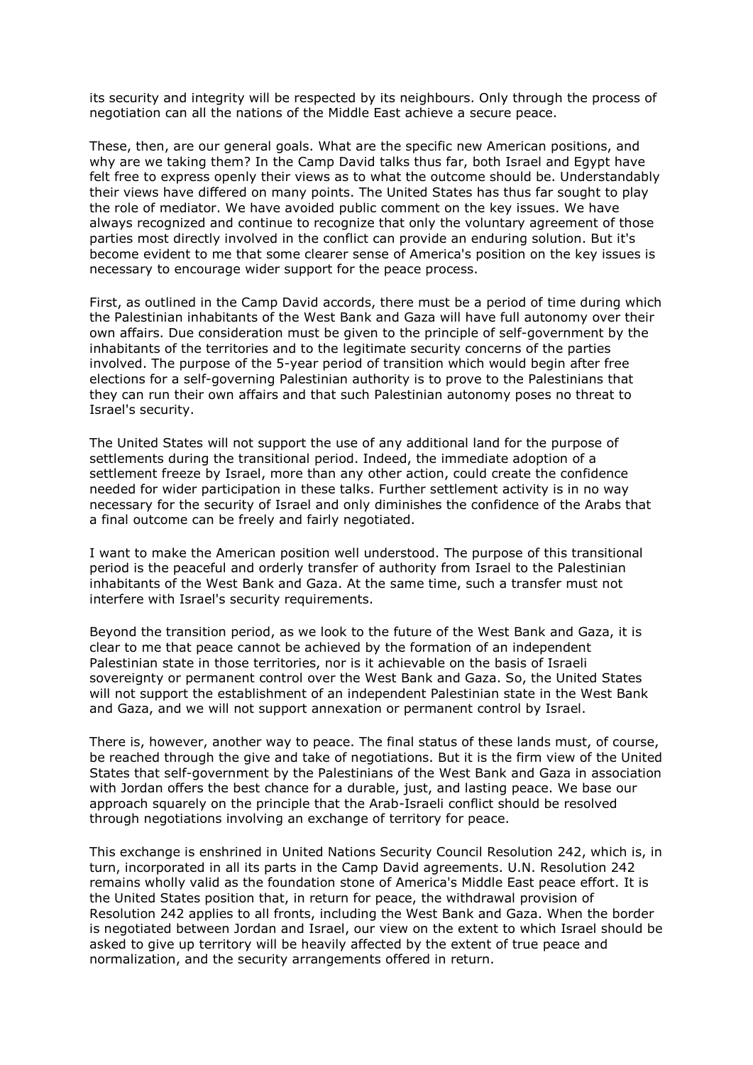its security and integrity will be respected by its neighbours. Only through the process of negotiation can all the nations of the Middle East achieve a secure peace.

These, then, are our general goals. What are the specific new American positions, and why are we taking them? In the Camp David talks thus far, both Israel and Egypt have felt free to express openly their views as to what the outcome should be. Understandably their views have differed on many points. The United States has thus far sought to play the role of mediator. We have avoided public comment on the key issues. We have always recognized and continue to recognize that only the voluntary agreement of those parties most directly involved in the conflict can provide an enduring solution. But it's become evident to me that some clearer sense of America's position on the key issues is necessary to encourage wider support for the peace process.

First, as outlined in the Camp David accords, there must be a period of time during which the Palestinian inhabitants of the West Bank and Gaza will have full autonomy over their own affairs. Due consideration must be given to the principle of self-government by the inhabitants of the territories and to the legitimate security concerns of the parties involved. The purpose of the 5-year period of transition which would begin after free elections for a self-governing Palestinian authority is to prove to the Palestinians that they can run their own affairs and that such Palestinian autonomy poses no threat to Israel's security.

The United States will not support the use of any additional land for the purpose of settlements during the transitional period. Indeed, the immediate adoption of a settlement freeze by Israel, more than any other action, could create the confidence needed for wider participation in these talks. Further settlement activity is in no way necessary for the security of Israel and only diminishes the confidence of the Arabs that a final outcome can be freely and fairly negotiated.

I want to make the American position well understood. The purpose of this transitional period is the peaceful and orderly transfer of authority from Israel to the Palestinian inhabitants of the West Bank and Gaza. At the same time, such a transfer must not interfere with Israel's security requirements.

Beyond the transition period, as we look to the future of the West Bank and Gaza, it is clear to me that peace cannot be achieved by the formation of an independent Palestinian state in those territories, nor is it achievable on the basis of Israeli sovereignty or permanent control over the West Bank and Gaza. So, the United States will not support the establishment of an independent Palestinian state in the West Bank and Gaza, and we will not support annexation or permanent control by Israel.

There is, however, another way to peace. The final status of these lands must, of course, be reached through the give and take of negotiations. But it is the firm view of the United States that self-government by the Palestinians of the West Bank and Gaza in association with Jordan offers the best chance for a durable, just, and lasting peace. We base our approach squarely on the principle that the Arab-Israeli conflict should be resolved through negotiations involving an exchange of territory for peace.

This exchange is enshrined in United Nations Security Council Resolution 242, which is, in turn, incorporated in all its parts in the Camp David agreements. U.N. Resolution 242 remains wholly valid as the foundation stone of America's Middle East peace effort. It is the United States position that, in return for peace, the withdrawal provision of Resolution 242 applies to all fronts, including the West Bank and Gaza. When the border is negotiated between Jordan and Israel, our view on the extent to which Israel should be asked to give up territory will be heavily affected by the extent of true peace and normalization, and the security arrangements offered in return.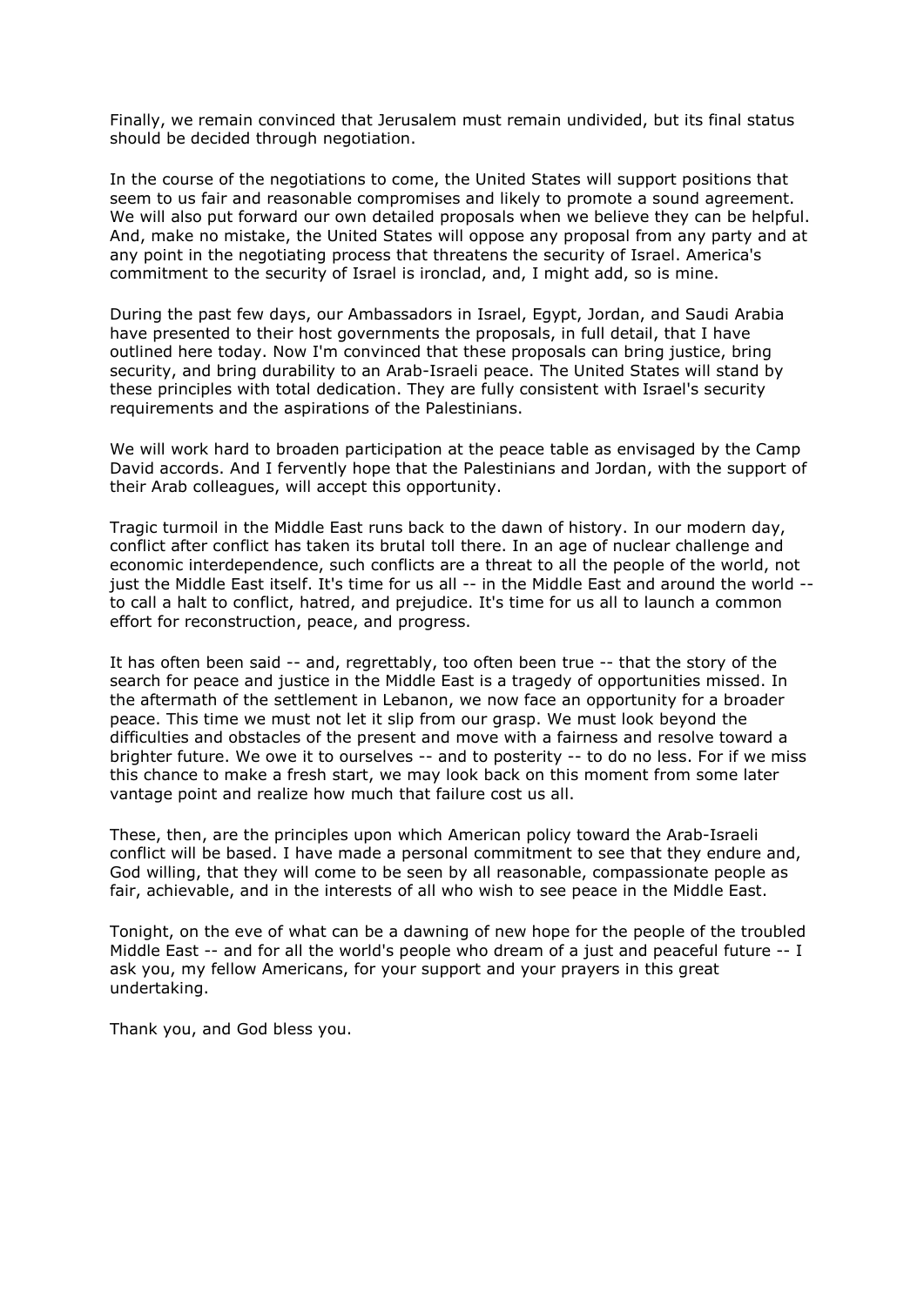Finally, we remain convinced that Jerusalem must remain undivided, but its final status should be decided through negotiation.

In the course of the negotiations to come, the United States will support positions that seem to us fair and reasonable compromises and likely to promote a sound agreement. We will also put forward our own detailed proposals when we believe they can be helpful. And, make no mistake, the United States will oppose any proposal from any party and at any point in the negotiating process that threatens the security of Israel. America's commitment to the security of Israel is ironclad, and, I might add, so is mine.

During the past few days, our Ambassadors in Israel, Egypt, Jordan, and Saudi Arabia have presented to their host governments the proposals, in full detail, that I have outlined here today. Now I'm convinced that these proposals can bring justice, bring security, and bring durability to an Arab-Israeli peace. The United States will stand by these principles with total dedication. They are fully consistent with Israel's security requirements and the aspirations of the Palestinians.

We will work hard to broaden participation at the peace table as envisaged by the Camp David accords. And I fervently hope that the Palestinians and Jordan, with the support of their Arab colleagues, will accept this opportunity.

Tragic turmoil in the Middle East runs back to the dawn of history. In our modern day, conflict after conflict has taken its brutal toll there. In an age of nuclear challenge and economic interdependence, such conflicts are a threat to all the people of the world, not just the Middle East itself. It's time for us all -- in the Middle East and around the world -- to call a halt to conflict, hatred, and prejudice. It's time for us all to launch a common effort for reconstruction, peace, and progress.

It has often been said -- and, regrettably, too often been true -- that the story of the search for peace and justice in the Middle East is a tragedy of opportunities missed. In the aftermath of the settlement in Lebanon, we now face an opportunity for a broader peace. This time we must not let it slip from our grasp. We must look beyond the difficulties and obstacles of the present and move with a fairness and resolve toward a brighter future. We owe it to ourselves -- and to posterity -- to do no less. For if we miss this chance to make a fresh start, we may look back on this moment from some later vantage point and realize how much that failure cost us all.

These, then, are the principles upon which American policy toward the Arab-Israeli conflict will be based. I have made a personal commitment to see that they endure and, God willing, that they will come to be seen by all reasonable, compassionate people as fair, achievable, and in the interests of all who wish to see peace in the Middle East.

Tonight, on the eve of what can be a dawning of new hope for the people of the troubled Middle East -- and for all the world's people who dream of a just and peaceful future -- I ask you, my fellow Americans, for your support and your prayers in this great undertaking.

Thank you, and God bless you.